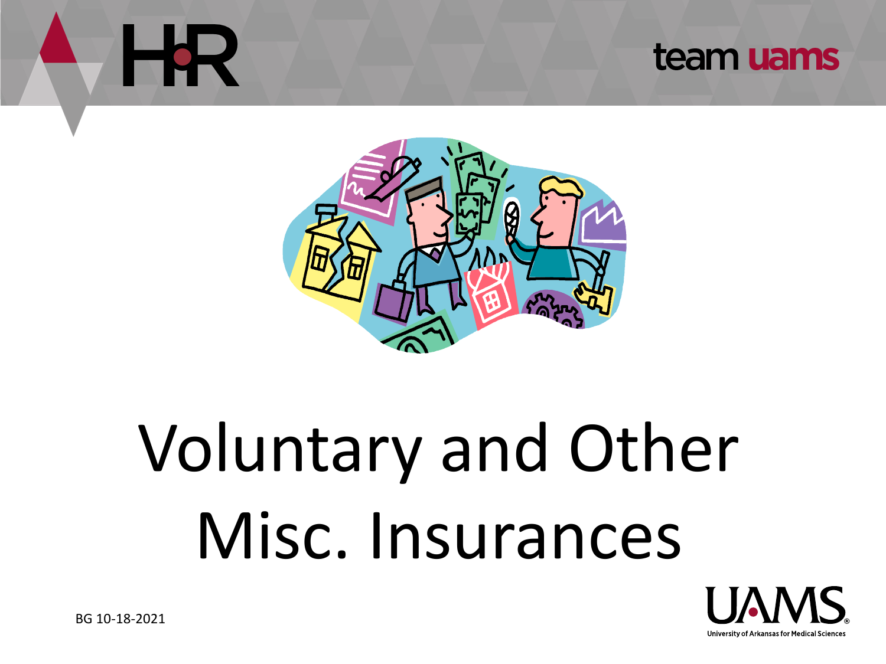# Voluntary and Other Misc. Insurances

BG 10-18-2021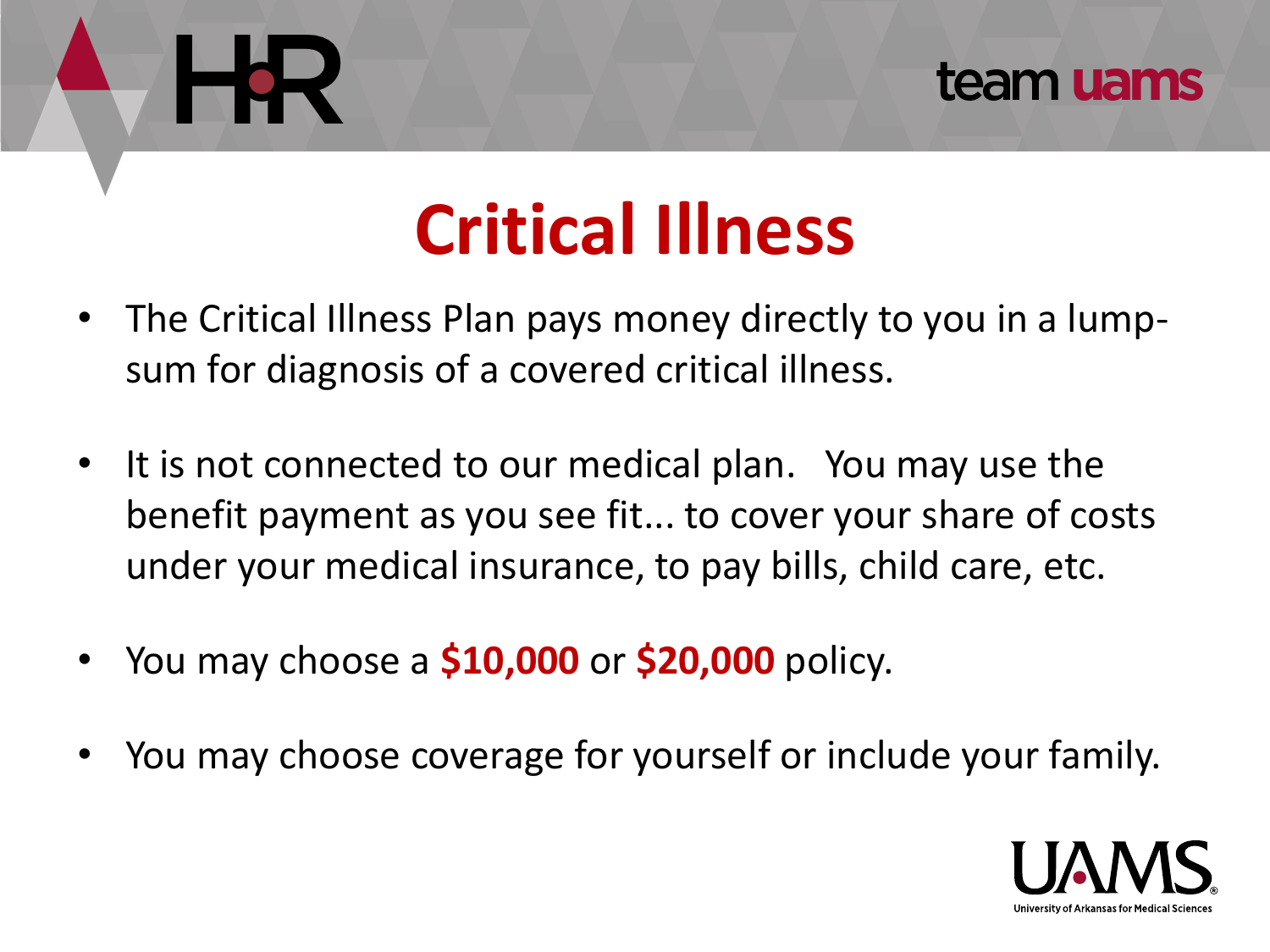# Critical Illness

- The Critical Illness Plan pays money directly to you in a lump-sum for diagnosis of a covered critical illness.
- It is not connected to our medical plan. You may use the benefit payment as you see fit... to cover your share of costs under your medical insurance, to pay bills, child care, etc.
- You may choose a **$10,000** or **$20,000** policy.
- You may choose coverage for yourself or include your family.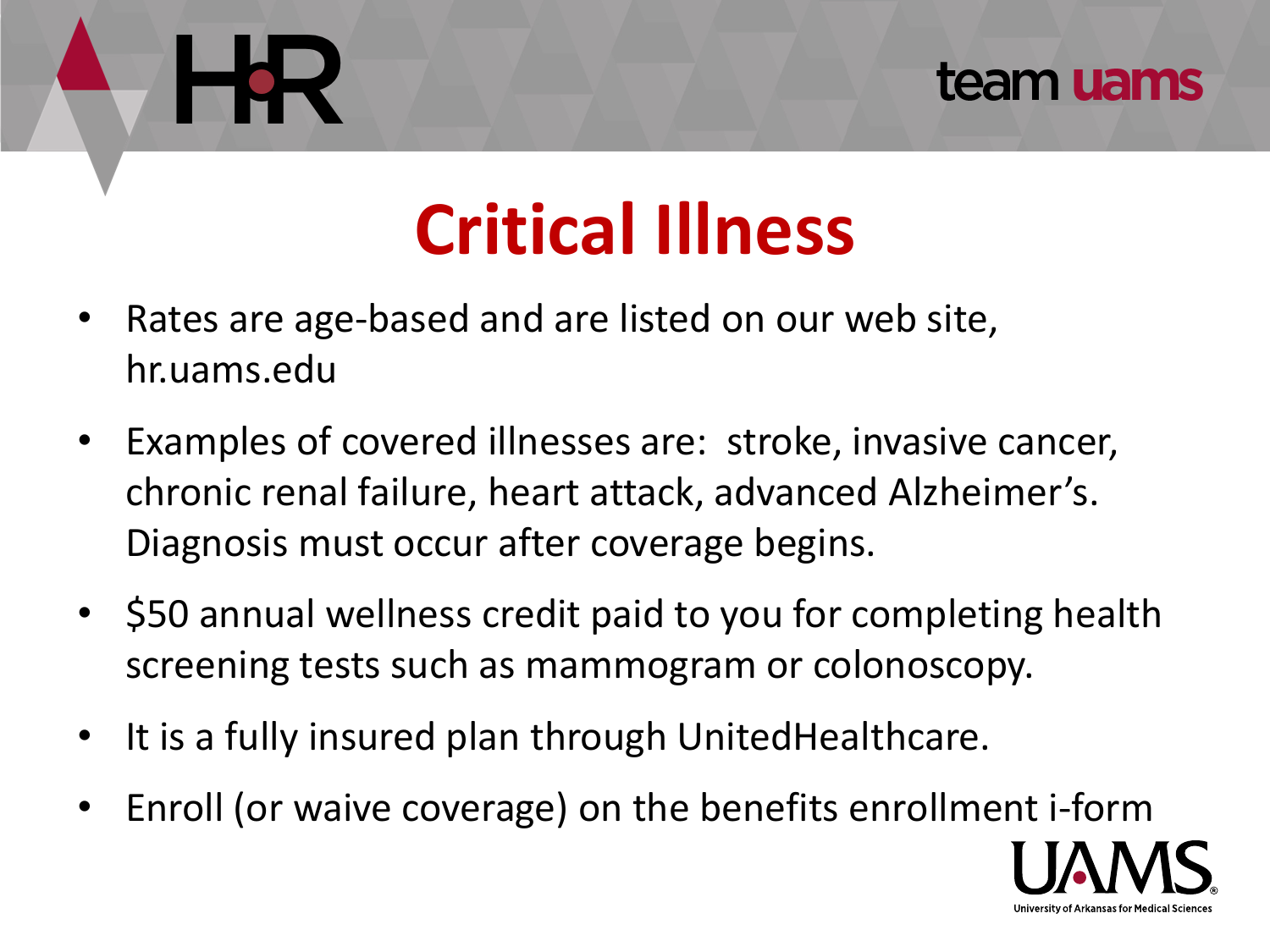# Critical Illness

- Rates are age-based and are listed on our web site, hr.uams.edu
- Examples of covered illnesses are: stroke, invasive cancer, chronic renal failure, heart attack, advanced Alzheimer's. Diagnosis must occur after coverage begins.
- $50 annual wellness credit paid to you for completing health screening tests such as mammogram or colonoscopy.
- It is a fully insured plan through UnitedHealthcare.
- Enroll (or waive coverage) on the benefits enrollment i-form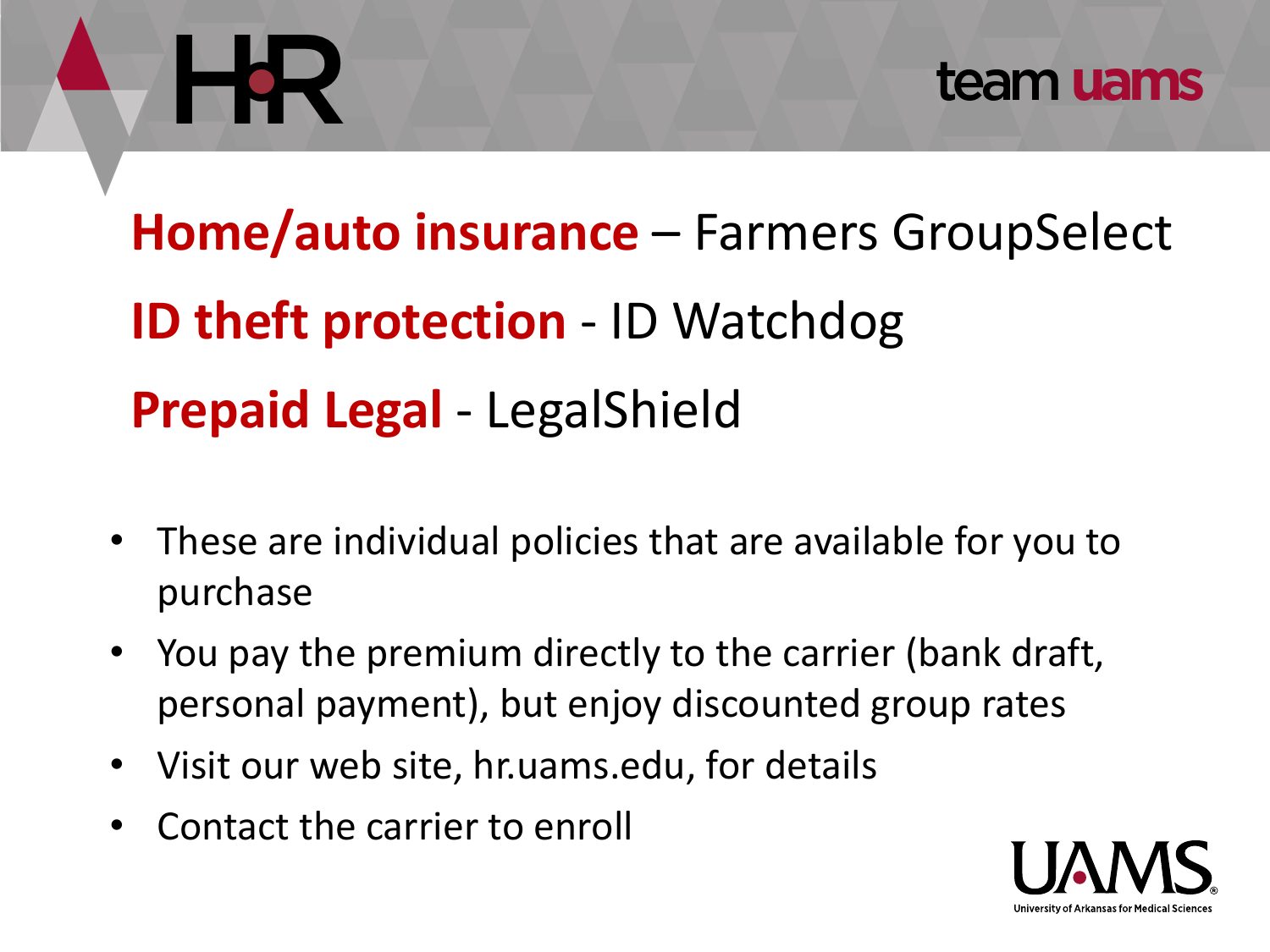**Home/auto insurance** – Farmers GroupSelect

**ID theft protection** - ID Watchdog

**Prepaid Legal** - LegalShield

- These are individual policies that are available for you to purchase
- You pay the premium directly to the carrier (bank draft, personal payment), but enjoy discounted group rates
- Visit our web site, hr.uams.edu, for details
- Contact the carrier to enroll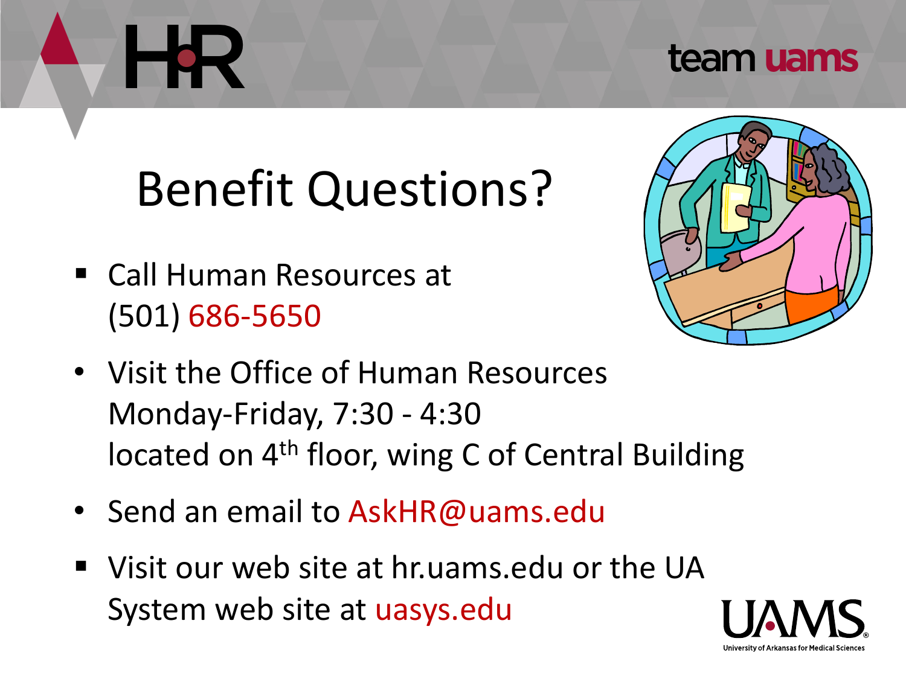# Benefit Questions?

- Call Human Resources at (501) 686-5650
- Visit the Office of Human Resources Monday-Friday, 7:30 - 4:30 located on 4th floor, wing C of Central Building
- Send an email to AskHR@uams.edu
- Visit our web site at hr.uams.edu or the UA System web site at uasys.edu